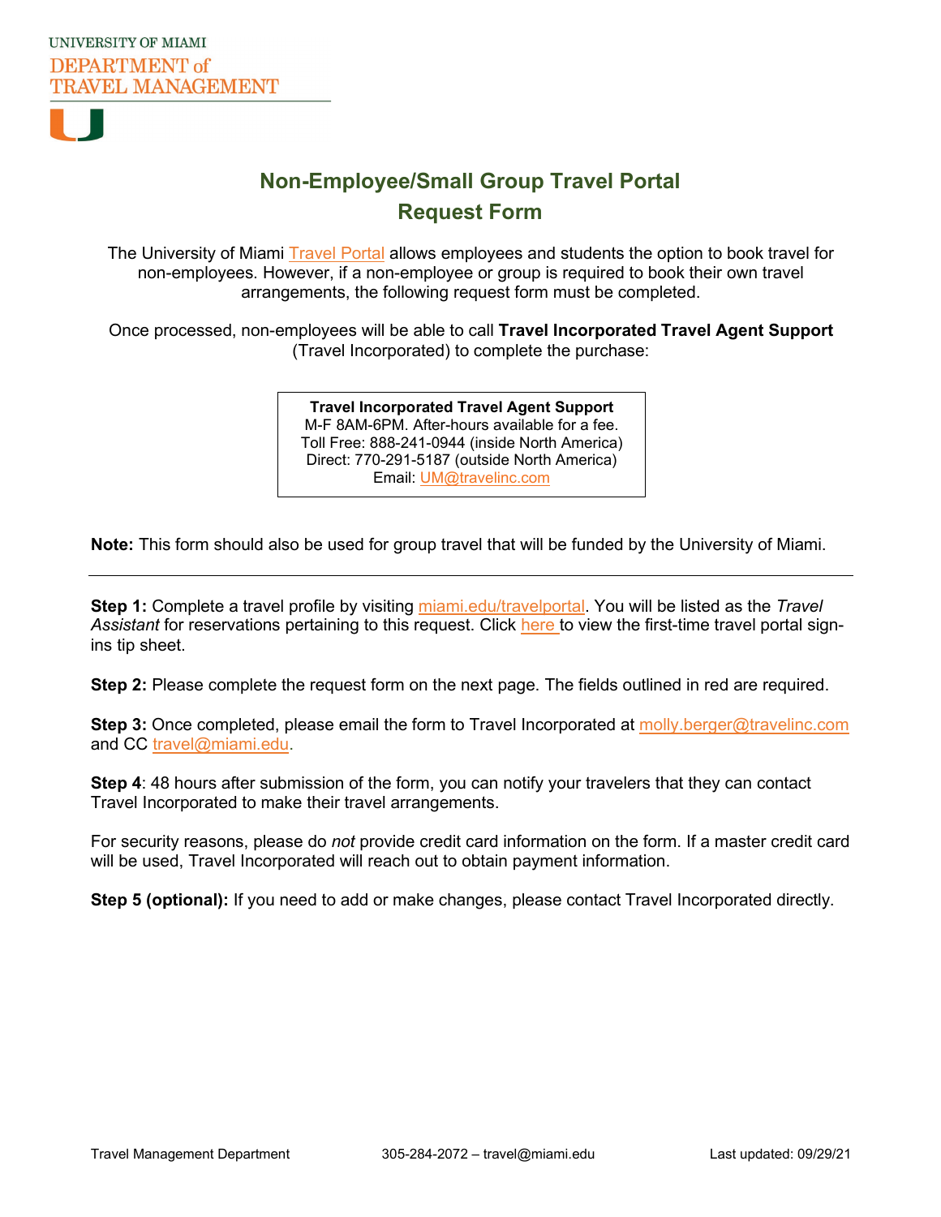UNIVERSITY OF MIAMI
DEPARTMENT of
TRAVEL MANAGEMENT

# Non-Employee/Small Group Travel Portal Request Form

The University of Miami Travel Portal allows employees and students the option to book travel for non-employees. However, if a non-employee or group is required to book their own travel arrangements, the following request form must be completed.

Once processed, non-employees will be able to call **Travel Incorporated Travel Agent Support** (Travel Incorporated) to complete the purchase:

> **Travel Incorporated Travel Agent Support**
> M-F 8AM-6PM. After-hours available for a fee.
> Toll Free: 888-241-0944 (inside North America)
> Direct: 770-291-5187 (outside North America)
> Email: UM@travelinc.com

**Note:** This form should also be used for group travel that will be funded by the University of Miami.

---

**Step 1:** Complete a travel profile by visiting miami.edu/travelportal. You will be listed as the *Travel Assistant* for reservations pertaining to this request. Click here to view the first-time travel portal sign-ins tip sheet.

**Step 2:** Please complete the request form on the next page. The fields outlined in red are required.

**Step 3:** Once completed, please email the form to Travel Incorporated at molly.berger@travelinc.com and CC travel@miami.edu.

**Step 4**: 48 hours after submission of the form, you can notify your travelers that they can contact Travel Incorporated to make their travel arrangements.

For security reasons, please do *not* provide credit card information on the form. If a master credit card will be used, Travel Incorporated will reach out to obtain payment information.

**Step 5 (optional):** If you need to add or make changes, please contact Travel Incorporated directly.

Travel Management Department 305-284-2072 – travel@miami.edu Last updated: 09/29/21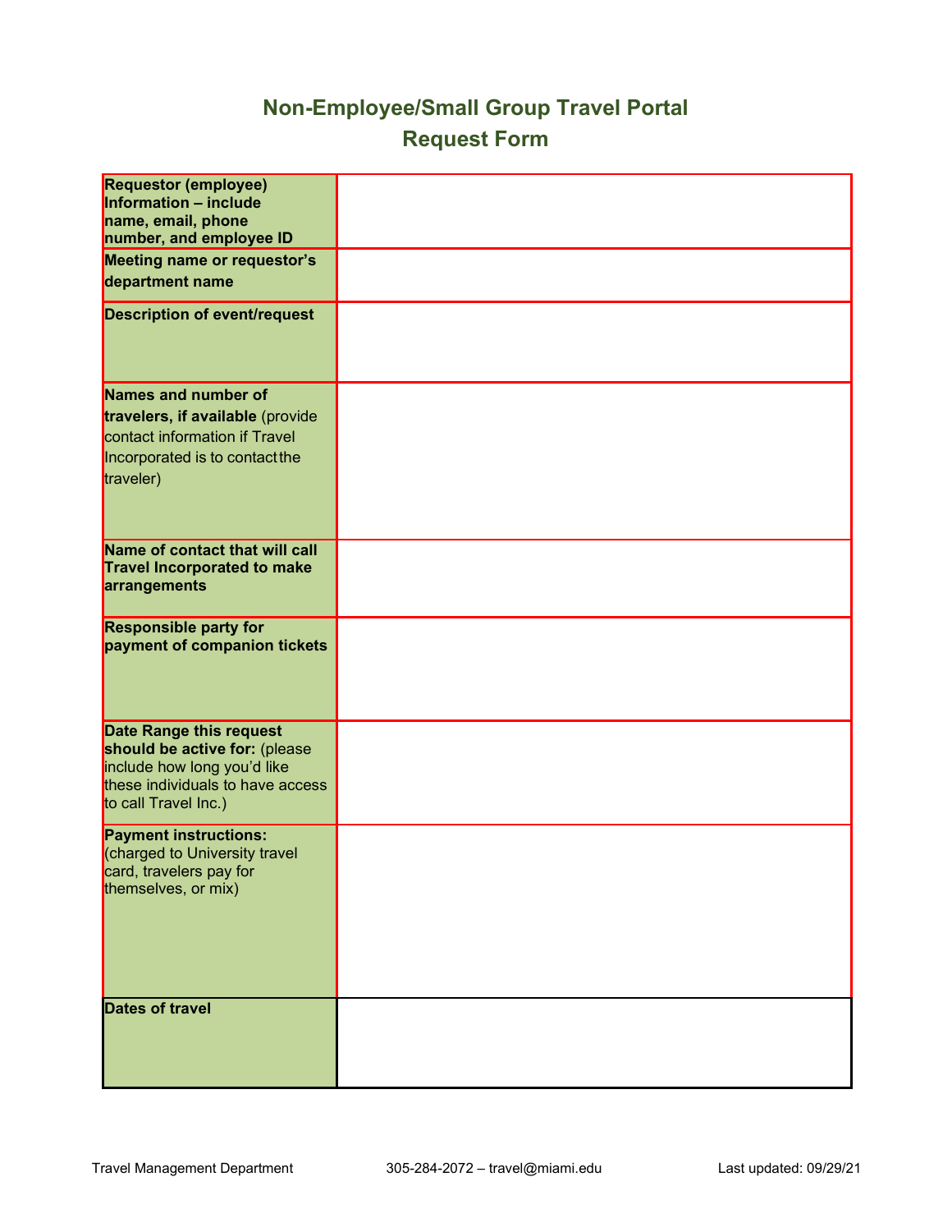# Non-Employee/Small Group Travel Portal Request Form

| | |
|---|---|
| **Requestor (employee) Information – include name, email, phone number, and employee ID** | |
| **Meeting name or requestor's department name** | |
| **Description of event/request** | |
| **Names and number of travelers, if available** (provide contact information if Travel Incorporated is to contact the traveler) | |
| **Name of contact that will call Travel Incorporated to make arrangements** | |
| **Responsible party for payment of companion tickets** | |
| **Date Range this request should be active for:** (please include how long you'd like these individuals to have access to call Travel Inc.) | |
| **Payment instructions:** (charged to University travel card, travelers pay for themselves, or mix) | |
| **Dates of travel** | |

Travel Management Department 305-284-2072 – travel@miami.edu Last updated: 09/29/21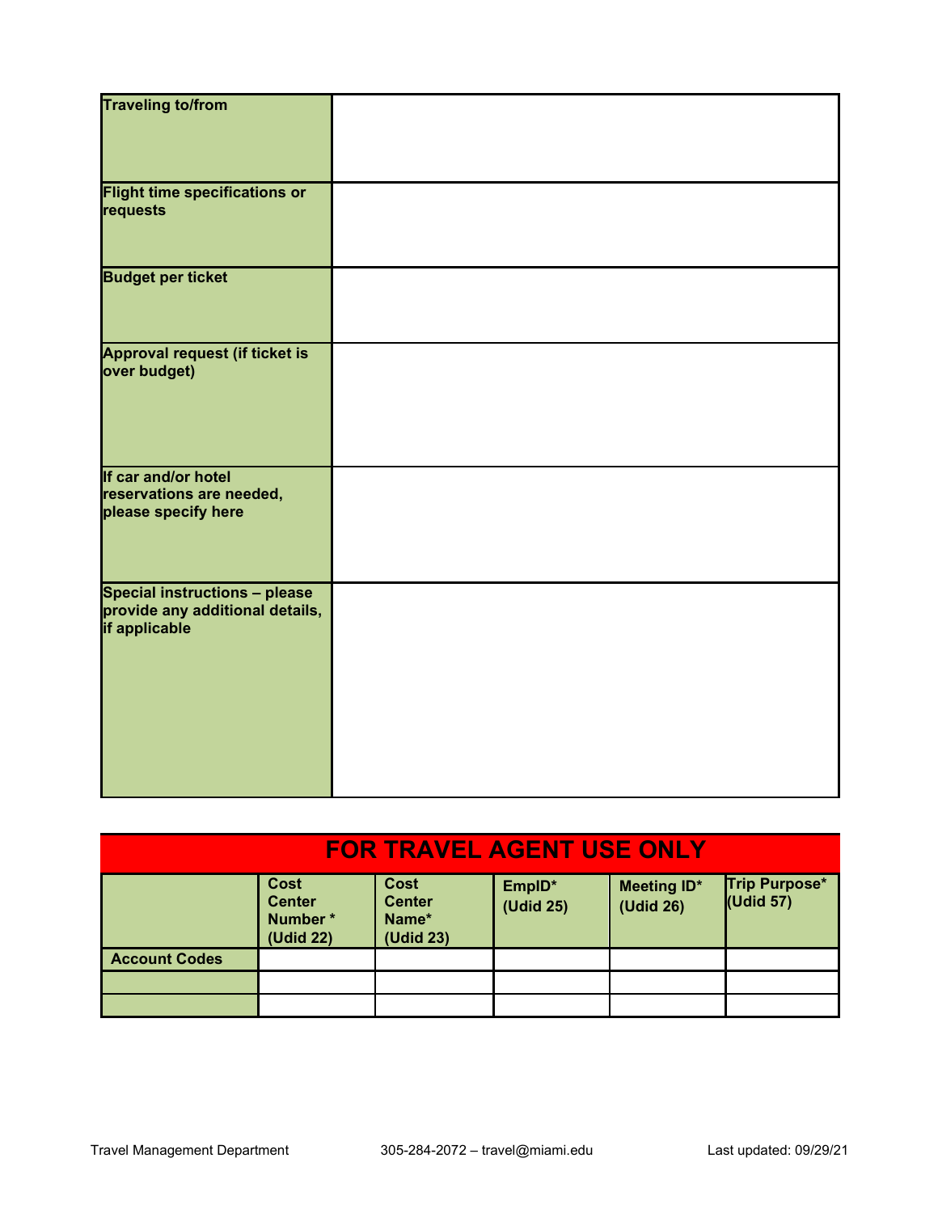| | |
|---|---|
| **Traveling to/from** | |
| **Flight time specifications or requests** | |
| **Budget per ticket** | |
| **Approval request (if ticket is over budget)** | |
| **If car and/or hotel reservations are needed, please specify here** | |
| **Special instructions – please provide any additional details, if applicable** | |

## FOR TRAVEL AGENT USE ONLY

| | Cost Center Number * (Udid 22) | Cost Center Name* (Udid 23) | EmpID* (Udid 25) | Meeting ID* (Udid 26) | Trip Purpose* (Udid 57) |
|---|---|---|---|---|---|
| **Account Codes** | | | | | |
| | | | | | |
| | | | | | |

Travel Management Department    305-284-2072 – travel@miami.edu    Last updated: 09/29/21